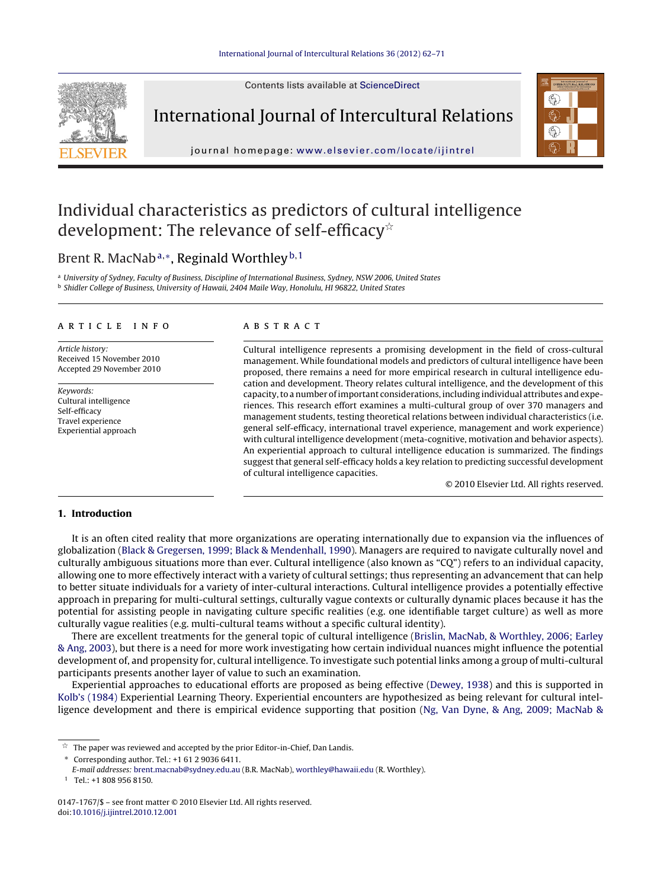# Individual characteristics as predictors of cultural intelligence development: The relevance of self-efficacy☆

Brent R. MacNab[a,*], Reginald Worthley[b,1]

[a] University of Sydney, Faculty of Business, Discipline of International Business, Sydney, NSW 2006, United States
[b] Shidler College of Business, University of Hawaii, 2404 Maile Way, Honolulu, HI 96822, United States

**ARTICLE INFO**

*Article history:*
Received 15 November 2010
Accepted 29 November 2010

*Keywords:*
Cultural intelligence
Self-efficacy
Travel experience
Experiential approach

**ABSTRACT**

Cultural intelligence represents a promising development in the field of cross-cultural management. While foundational models and predictors of cultural intelligence have been proposed, there remains a need for more empirical research in cultural intelligence education and development. Theory relates cultural intelligence, and the development of this capacity, to a number of important considerations, including individual attributes and experiences. This research effort examines a multi-cultural group of over 370 managers and management students, testing theoretical relations between individual characteristics (i.e. general self-efficacy, international travel experience, management and work experience) with cultural intelligence development (meta-cognitive, motivation and behavior aspects). An experiential approach to cultural intelligence education is summarized. The findings suggest that general self-efficacy holds a key relation to predicting successful development of cultural intelligence capacities.

© 2010 Elsevier Ltd. All rights reserved.

## 1. Introduction

It is an often cited reality that more organizations are operating internationally due to expansion via the influences of globalization (Black & Gregersen, 1999; Black & Mendenhall, 1990). Managers are required to navigate culturally novel and culturally ambiguous situations more than ever. Cultural intelligence (also known as "CQ") refers to an individual capacity, allowing one to more effectively interact with a variety of cultural settings; thus representing an advancement that can help to better situate individuals for a variety of inter-cultural interactions. Cultural intelligence provides a potentially effective approach in preparing for multi-cultural settings, culturally vague contexts or culturally dynamic places because it has the potential for assisting people in navigating culture specific realities (e.g. one identifiable target culture) as well as more culturally vague realities (e.g. multi-cultural teams without a specific cultural identity).

There are excellent treatments for the general topic of cultural intelligence (Brislin, MacNab, & Worthley, 2006; Earley & Ang, 2003), but there is a need for more work investigating how certain individual nuances might influence the potential development of, and propensity for, cultural intelligence. To investigate such potential links among a group of multi-cultural participants presents another layer of value to such an examination.

Experiential approaches to educational efforts are proposed as being effective (Dewey, 1938) and this is supported in Kolb's (1984) Experiential Learning Theory. Experiential encounters are hypothesized as being relevant for cultural intelligence development and there is empirical evidence supporting that position (Ng, Van Dyne, & Ang, 2009; MacNab &

☆ The paper was reviewed and accepted by the prior Editor-in-Chief, Dan Landis.

\* Corresponding author. Tel.: +61 2 9036 6411.
*E-mail addresses:* brent.macnab@sydney.edu.au (B.R. MacNab), worthley@hawaii.edu (R. Worthley).

[1] Tel.: +1 808 956 8150.

0147-1767/$ – see front matter © 2010 Elsevier Ltd. All rights reserved.
doi:10.1016/j.ijintrel.2010.12.001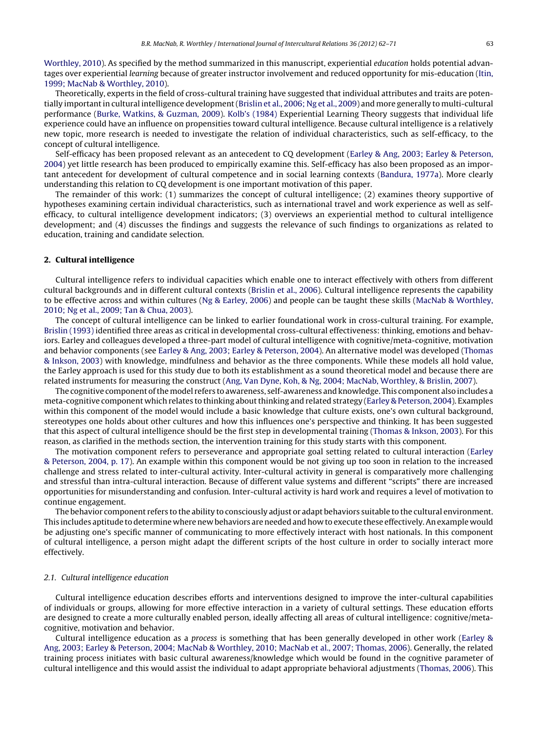Worthley, 2010). As specified by the method summarized in this manuscript, experiential *education* holds potential advantages over experiential *learning* because of greater instructor involvement and reduced opportunity for mis-education (Itin, 1999; MacNab & Worthley, 2010).

Theoretically, experts in the field of cross-cultural training have suggested that individual attributes and traits are potentially important in cultural intelligence development (Brislin et al., 2006; Ng et al., 2009) and more generally to multi-cultural performance (Burke, Watkins, & Guzman, 2009). Kolb's (1984) Experiential Learning Theory suggests that individual life experience could have an influence on propensities toward cultural intelligence. Because cultural intelligence is a relatively new topic, more research is needed to investigate the relation of individual characteristics, such as self-efficacy, to the concept of cultural intelligence.

Self-efficacy has been proposed relevant as an antecedent to CQ development (Earley & Ang, 2003; Earley & Peterson, 2004) yet little research has been produced to empirically examine this. Self-efficacy has also been proposed as an important antecedent for development of cultural competence and in social learning contexts (Bandura, 1977a). More clearly understanding this relation to CQ development is one important motivation of this paper.

The remainder of this work: (1) summarizes the concept of cultural intelligence; (2) examines theory supportive of hypotheses examining certain individual characteristics, such as international travel and work experience as well as self-efficacy, to cultural intelligence development indicators; (3) overviews an experiential method to cultural intelligence development; and (4) discusses the findings and suggests the relevance of such findings to organizations as related to education, training and candidate selection.

## 2. Cultural intelligence

Cultural intelligence refers to individual capacities which enable one to interact effectively with others from different cultural backgrounds and in different cultural contexts (Brislin et al., 2006). Cultural intelligence represents the capability to be effective across and within cultures (Ng & Earley, 2006) and people can be taught these skills (MacNab & Worthley, 2010; Ng et al., 2009; Tan & Chua, 2003).

The concept of cultural intelligence can be linked to earlier foundational work in cross-cultural training. For example, Brislin (1993) identified three areas as critical in developmental cross-cultural effectiveness: thinking, emotions and behaviors. Earley and colleagues developed a three-part model of cultural intelligence with cognitive/meta-cognitive, motivation and behavior components (see Earley & Ang, 2003; Earley & Peterson, 2004). An alternative model was developed (Thomas & Inkson, 2003) with knowledge, mindfulness and behavior as the three components. While these models all hold value, the Earley approach is used for this study due to both its establishment as a sound theoretical model and because there are related instruments for measuring the construct (Ang, Van Dyne, Koh, & Ng, 2004; MacNab, Worthley, & Brislin, 2007).

The cognitive component of the model refers to awareness, self-awareness and knowledge. This component also includes a meta-cognitive component which relates to thinking about thinking and related strategy (Earley & Peterson, 2004). Examples within this component of the model would include a basic knowledge that culture exists, one's own cultural background, stereotypes one holds about other cultures and how this influences one's perspective and thinking. It has been suggested that this aspect of cultural intelligence should be the first step in developmental training (Thomas & Inkson, 2003). For this reason, as clarified in the methods section, the intervention training for this study starts with this component.

The motivation component refers to perseverance and appropriate goal setting related to cultural interaction (Earley & Peterson, 2004, p. 17). An example within this component would be not giving up too soon in relation to the increased challenge and stress related to inter-cultural activity. Inter-cultural activity in general is comparatively more challenging and stressful than intra-cultural interaction. Because of different value systems and different "scripts" there are increased opportunities for misunderstanding and confusion. Inter-cultural activity is hard work and requires a level of motivation to continue engagement.

The behavior component refers to the ability to consciously adjust or adapt behaviors suitable to the cultural environment. This includes aptitude to determine where new behaviors are needed and how to execute these effectively. An example would be adjusting one's specific manner of communicating to more effectively interact with host nationals. In this component of cultural intelligence, a person might adapt the different scripts of the host culture in order to socially interact more effectively.

### 2.1. Cultural intelligence education

Cultural intelligence education describes efforts and interventions designed to improve the inter-cultural capabilities of individuals or groups, allowing for more effective interaction in a variety of cultural settings. These education efforts are designed to create a more culturally enabled person, ideally affecting all areas of cultural intelligence: cognitive/meta-cognitive, motivation and behavior.

Cultural intelligence education as a *process* is something that has been generally developed in other work (Earley & Ang, 2003; Earley & Peterson, 2004; MacNab & Worthley, 2010; MacNab et al., 2007; Thomas, 2006). Generally, the related training process initiates with basic cultural awareness/knowledge which would be found in the cognitive parameter of cultural intelligence and this would assist the individual to adapt appropriate behavioral adjustments (Thomas, 2006). This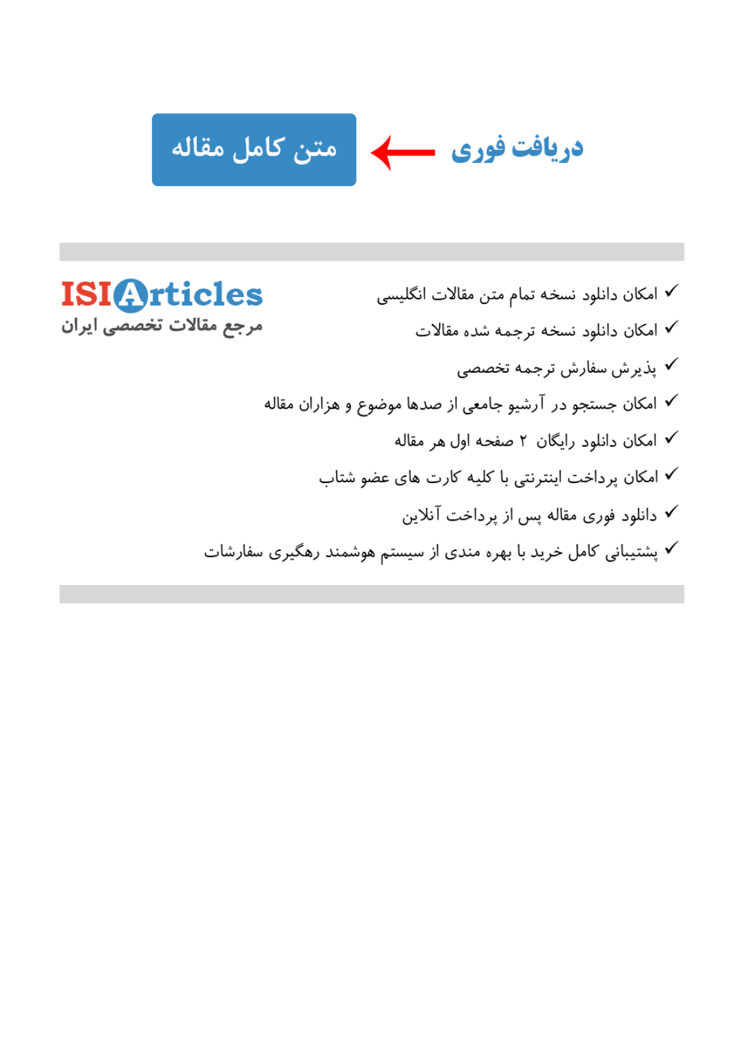دریافت فوری ← **متن کامل مقاله**

**ISIArticles**
مرجع مقالات تخصصی ایران

- ✓ امکان دانلود نسخه تمام متن مقالات انگلیسی
- ✓ امکان دانلود نسخه ترجمه شده مقالات
- ✓ پذیرش سفارش ترجمه تخصصی
- ✓ امکان جستجو در آرشیو جامعی از صدها موضوع و هزاران مقاله
- ✓ امکان دانلود رایگان ۲ صفحه اول هر مقاله
- ✓ امکان پرداخت اینترنتی با کلیه کارت های عضو شتاب
- ✓ دانلود فوری مقاله پس از پرداخت آنلاین
- ✓ پشتیبانی کامل خرید با بهره مندی از سیستم هوشمند رهگیری سفارشات